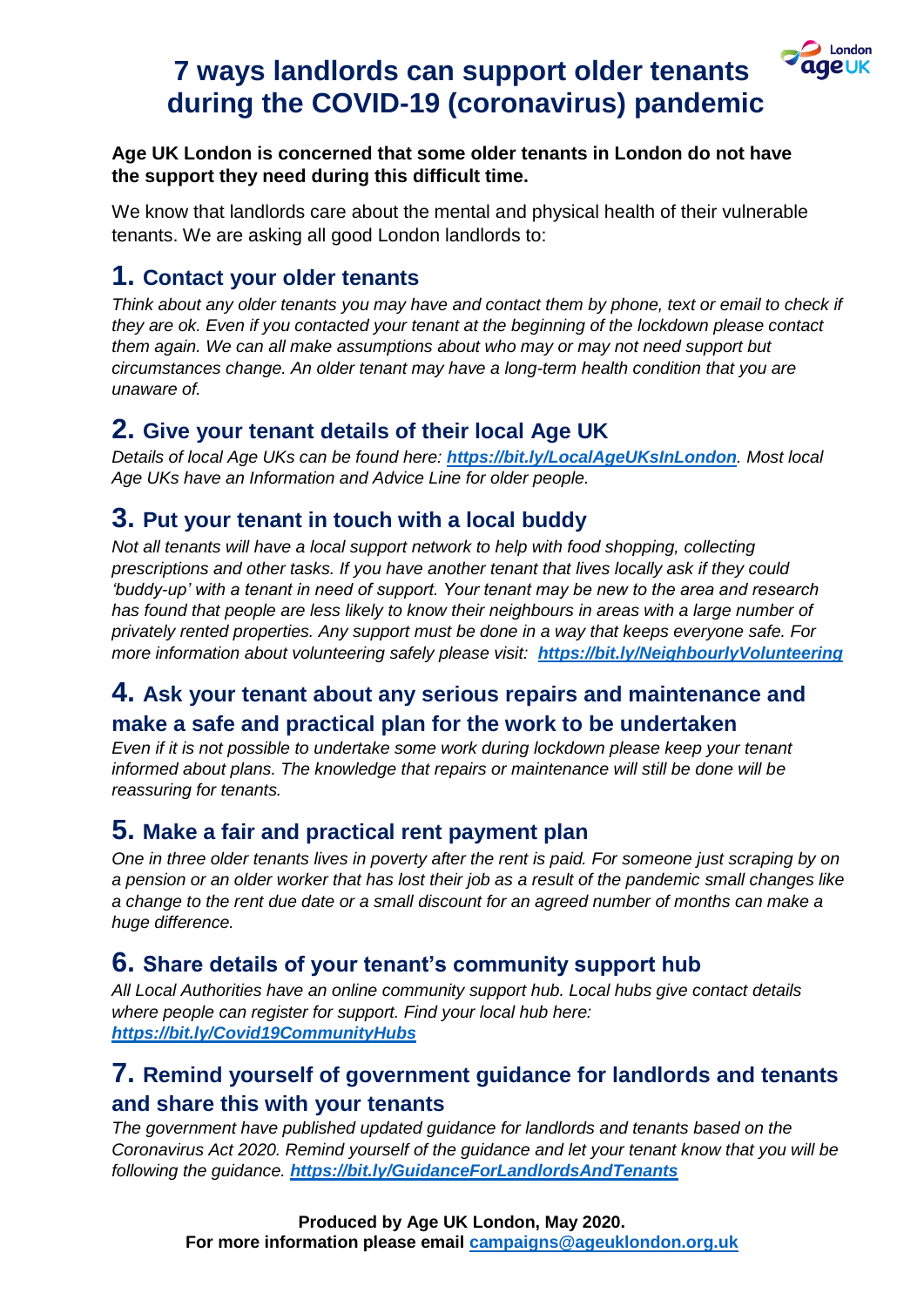# 7 ways landlords can support older tenants during the COVID-19 (coronavirus) pandemic

**Age UK London is concerned that some older tenants in London do not have the support they need during this difficult time.**

We know that landlords care about the mental and physical health of their vulnerable tenants. We are asking all good London landlords to:

## 1. Contact your older tenants

*Think about any older tenants you may have and contact them by phone, text or email to check if they are ok. Even if you contacted your tenant at the beginning of the lockdown please contact them again. We can all make assumptions about who may or may not need support but circumstances change. An older tenant may have a long-term health condition that you are unaware of.*

## 2. Give your tenant details of their local Age UK

*Details of local Age UKs can be found here: **https://bit.ly/LocalAgeUKsInLondon**. Most local Age UKs have an Information and Advice Line for older people.*

## 3. Put your tenant in touch with a local buddy

*Not all tenants will have a local support network to help with food shopping, collecting prescriptions and other tasks. If you have another tenant that lives locally ask if they could 'buddy-up' with a tenant in need of support. Your tenant may be new to the area and research has found that people are less likely to know their neighbours in areas with a large number of privately rented properties. Any support must be done in a way that keeps everyone safe. For more information about volunteering safely please visit: **https://bit.ly/NeighbourlyVolunteering***

## 4. Ask your tenant about any serious repairs and maintenance and make a safe and practical plan for the work to be undertaken

*Even if it is not possible to undertake some work during lockdown please keep your tenant informed about plans. The knowledge that repairs or maintenance will still be done will be reassuring for tenants.*

## 5. Make a fair and practical rent payment plan

*One in three older tenants lives in poverty after the rent is paid. For someone just scraping by on a pension or an older worker that has lost their job as a result of the pandemic small changes like a change to the rent due date or a small discount for an agreed number of months can make a huge difference.*

## 6. Share details of your tenant's community support hub

*All Local Authorities have an online community support hub. Local hubs give contact details where people can register for support. Find your local hub here: **https://bit.ly/Covid19CommunityHubs***

## 7. Remind yourself of government guidance for landlords and tenants and share this with your tenants

*The government have published updated guidance for landlords and tenants based on the Coronavirus Act 2020. Remind yourself of the guidance and let your tenant know that you will be following the guidance. **https://bit.ly/GuidanceForLandlordsAndTenants***

**Produced by Age UK London, May 2020.**
**For more information please email campaigns@ageuklondon.org.uk**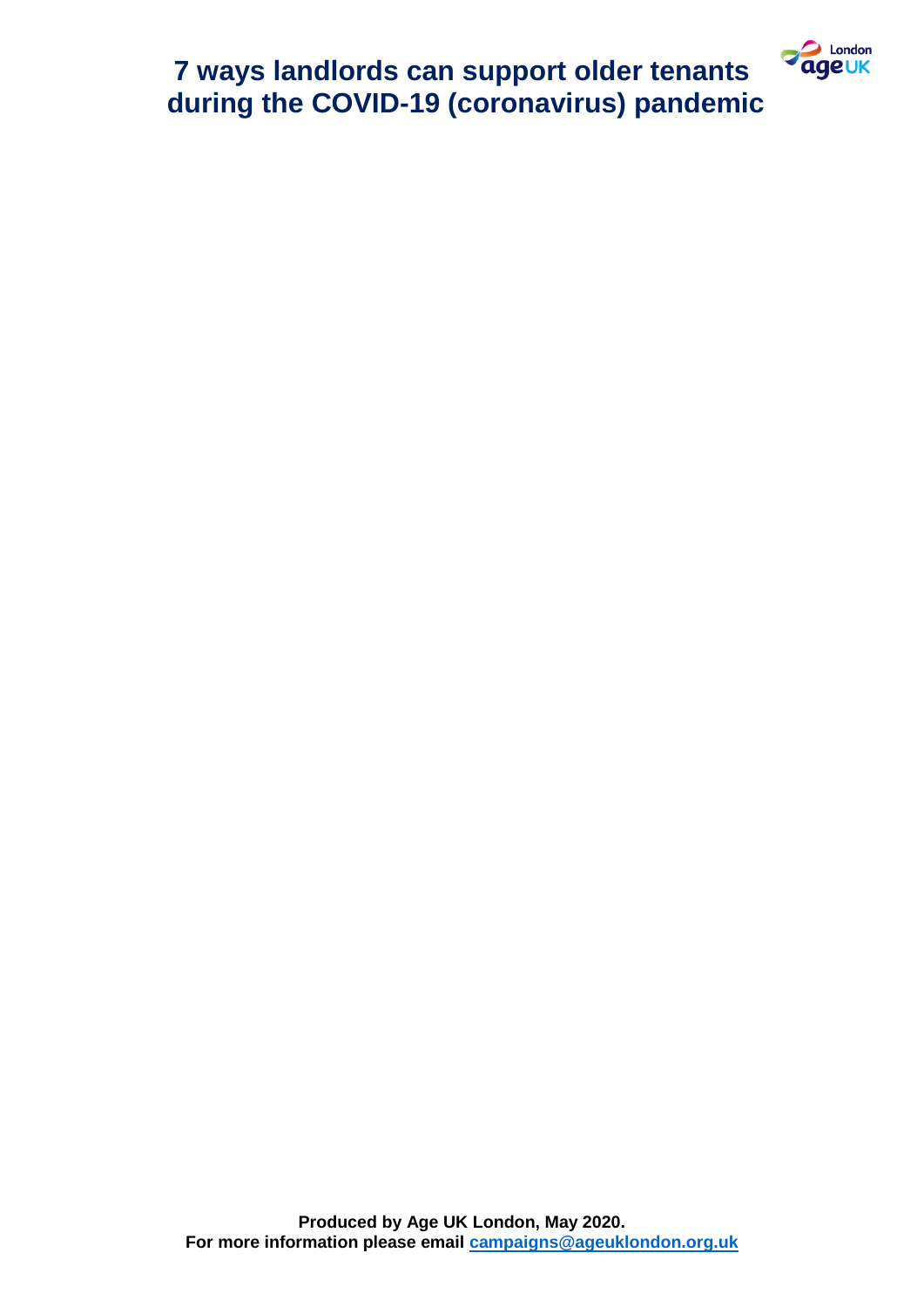# 7 ways landlords can support older tenants during the COVID-19 (coronavirus) pandemic

**Produced by Age UK London, May 2020.**
**For more information please email [campaigns@ageuklondon.org.uk](mailto:campaigns@ageuklondon.org.uk)**